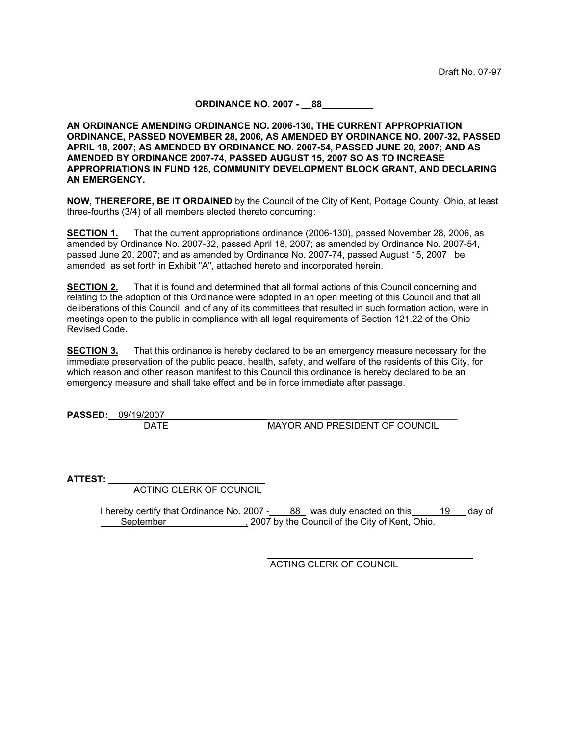Draft No. 07-97

**ORDINANCE NO. 2007 - 88**

**AN ORDINANCE AMENDING ORDINANCE NO. 2006-130, THE CURRENT APPROPRIATION ORDINANCE, PASSED NOVEMBER 28, 2006, AS AMENDED BY ORDINANCE NO. 2007-32, PASSED APRIL 18, 2007; AS AMENDED BY ORDINANCE NO. 2007-54, PASSED JUNE 20, 2007; AND AS AMENDED BY ORDINANCE 2007-74, PASSED AUGUST 15, 2007 SO AS TO INCREASE APPROPRIATIONS IN FUND 126, COMMUNITY DEVELOPMENT BLOCK GRANT, AND DECLARING AN EMERGENCY.**

**NOW, THEREFORE, BE IT ORDAINED** by the Council of the City of Kent, Portage County, Ohio, at least three-fourths (3/4) of all members elected thereto concurring:

**SECTION 1.** That the current appropriations ordinance (2006-130), passed November 28, 2006, as amended by Ordinance No. 2007-32, passed April 18, 2007; as amended by Ordinance No. 2007-54, passed June 20, 2007; and as amended by Ordinance No. 2007-74, passed August 15, 2007 be amended as set forth in Exhibit "A", attached hereto and incorporated herein.

**SECTION 2.** That it is found and determined that all formal actions of this Council concerning and relating to the adoption of this Ordinance were adopted in an open meeting of this Council and that all deliberations of this Council, and of any of its committees that resulted in such formation action, were in meetings open to the public in compliance with all legal requirements of Section 121.22 of the Ohio Revised Code.

**SECTION 3.** That this ordinance is hereby declared to be an emergency measure necessary for the immediate preservation of the public peace, health, safety, and welfare of the residents of this City, for which reason and other reason manifest to this Council this ordinance is hereby declared to be an emergency measure and shall take effect and be in force immediate after passage.

**PASSED:** 09/19/2007
DATE

MAYOR AND PRESIDENT OF COUNCIL

**ATTEST:**
ACTING CLERK OF COUNCIL

I hereby certify that Ordinance No. 2007 - 88 was duly enacted on this 19 day of September, 2007 by the Council of the City of Kent, Ohio.

ACTING CLERK OF COUNCIL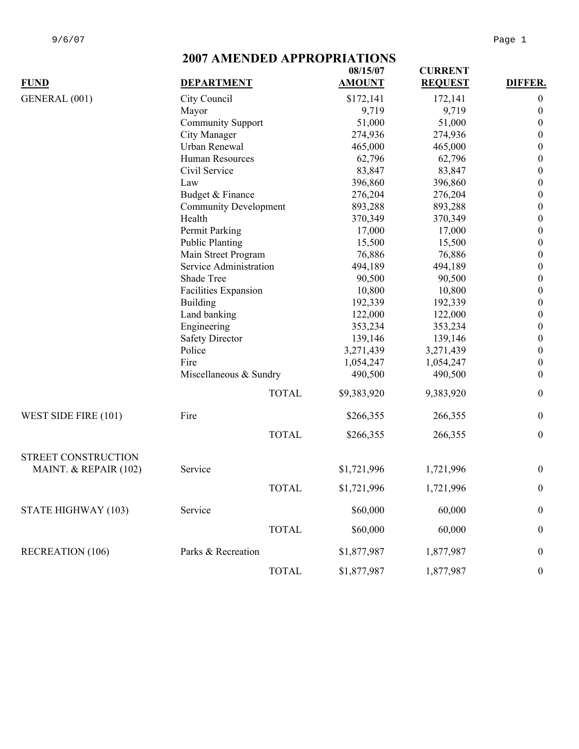# 2007 AMENDED APPROPRIATIONS

| FUND | DEPARTMENT | | 08/15/07 AMOUNT | CURRENT REQUEST | DIFFER. |
|---|---|---|---|---|---|
| GENERAL (001) | City Council | | $172,141 | 172,141 | 0 |
| | Mayor | | 9,719 | 9,719 | 0 |
| | Community Support | | 51,000 | 51,000 | 0 |
| | City Manager | | 274,936 | 274,936 | 0 |
| | Urban Renewal | | 465,000 | 465,000 | 0 |
| | Human Resources | | 62,796 | 62,796 | 0 |
| | Civil Service | | 83,847 | 83,847 | 0 |
| | Law | | 396,860 | 396,860 | 0 |
| | Budget & Finance | | 276,204 | 276,204 | 0 |
| | Community Development | | 893,288 | 893,288 | 0 |
| | Health | | 370,349 | 370,349 | 0 |
| | Permit Parking | | 17,000 | 17,000 | 0 |
| | Public Planting | | 15,500 | 15,500 | 0 |
| | Main Street Program | | 76,886 | 76,886 | 0 |
| | Service Administration | | 494,189 | 494,189 | 0 |
| | Shade Tree | | 90,500 | 90,500 | 0 |
| | Facilities Expansion | | 10,800 | 10,800 | 0 |
| | Building | | 192,339 | 192,339 | 0 |
| | Land banking | | 122,000 | 122,000 | 0 |
| | Engineering | | 353,234 | 353,234 | 0 |
| | Safety Director | | 139,146 | 139,146 | 0 |
| | Police | | 3,271,439 | 3,271,439 | 0 |
| | Fire | | 1,054,247 | 1,054,247 | 0 |
| | Miscellaneous & Sundry | | 490,500 | 490,500 | 0 |
| | | TOTAL | $9,383,920 | 9,383,920 | 0 |
| WEST SIDE FIRE (101) | Fire | | $266,355 | 266,355 | 0 |
| | | TOTAL | $266,355 | 266,355 | 0 |
| STREET CONSTRUCTION MAINT. & REPAIR (102) | Service | | $1,721,996 | 1,721,996 | 0 |
| | | TOTAL | $1,721,996 | 1,721,996 | 0 |
| STATE HIGHWAY (103) | Service | | $60,000 | 60,000 | 0 |
| | | TOTAL | $60,000 | 60,000 | 0 |
| RECREATION (106) | Parks & Recreation | | $1,877,987 | 1,877,987 | 0 |
| | | TOTAL | $1,877,987 | 1,877,987 | 0 |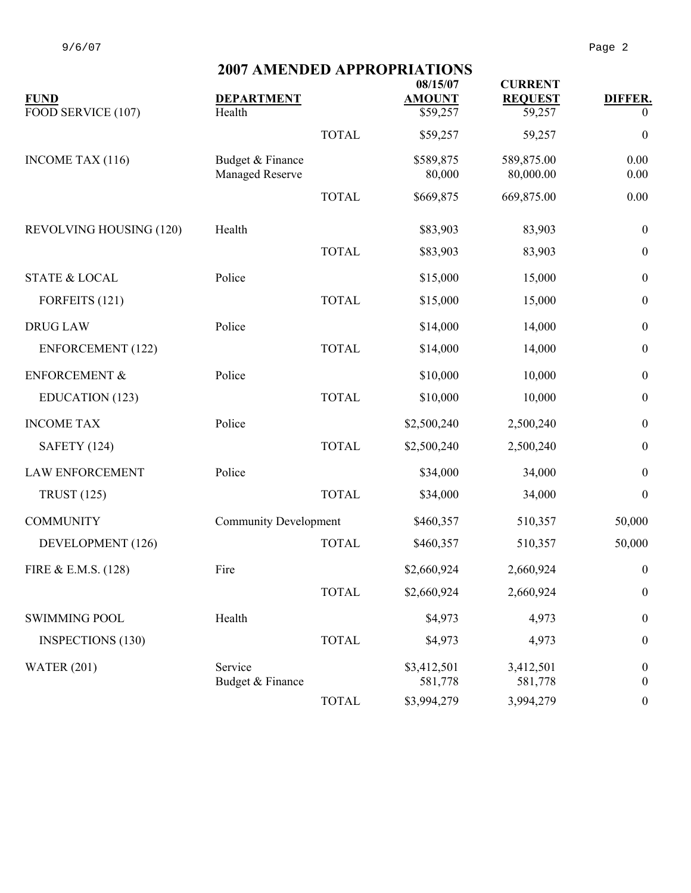# 2007 AMENDED APPROPRIATIONS

| FUND | DEPARTMENT | | 08/15/07 AMOUNT | CURRENT REQUEST | DIFFER. |
|---|---|---|---|---|---|
| FOOD SERVICE (107) | Health | | $59,257 | 59,257 | 0 |
| | | TOTAL | $59,257 | 59,257 | 0 |
| INCOME TAX (116) | Budget & Finance | | $589,875 | 589,875.00 | 0.00 |
| | Managed Reserve | | 80,000 | 80,000.00 | 0.00 |
| | | TOTAL | $669,875 | 669,875.00 | 0.00 |
| REVOLVING HOUSING (120) | Health | | $83,903 | 83,903 | 0 |
| | | TOTAL | $83,903 | 83,903 | 0 |
| STATE & LOCAL | Police | | $15,000 | 15,000 | 0 |
| FORFEITS (121) | | TOTAL | $15,000 | 15,000 | 0 |
| DRUG LAW | Police | | $14,000 | 14,000 | 0 |
| ENFORCEMENT (122) | | TOTAL | $14,000 | 14,000 | 0 |
| ENFORCEMENT & | Police | | $10,000 | 10,000 | 0 |
| EDUCATION (123) | | TOTAL | $10,000 | 10,000 | 0 |
| INCOME TAX | Police | | $2,500,240 | 2,500,240 | 0 |
| SAFETY (124) | | TOTAL | $2,500,240 | 2,500,240 | 0 |
| LAW ENFORCEMENT | Police | | $34,000 | 34,000 | 0 |
| TRUST (125) | | TOTAL | $34,000 | 34,000 | 0 |
| COMMUNITY | Community Development | | $460,357 | 510,357 | 50,000 |
| DEVELOPMENT (126) | | TOTAL | $460,357 | 510,357 | 50,000 |
| FIRE & E.M.S. (128) | Fire | | $2,660,924 | 2,660,924 | 0 |
| | | TOTAL | $2,660,924 | 2,660,924 | 0 |
| SWIMMING POOL | Health | | $4,973 | 4,973 | 0 |
| INSPECTIONS (130) | | TOTAL | $4,973 | 4,973 | 0 |
| WATER (201) | Service | | $3,412,501 | 3,412,501 | 0 |
| | Budget & Finance | | 581,778 | 581,778 | 0 |
| | | TOTAL | $3,994,279 | 3,994,279 | 0 |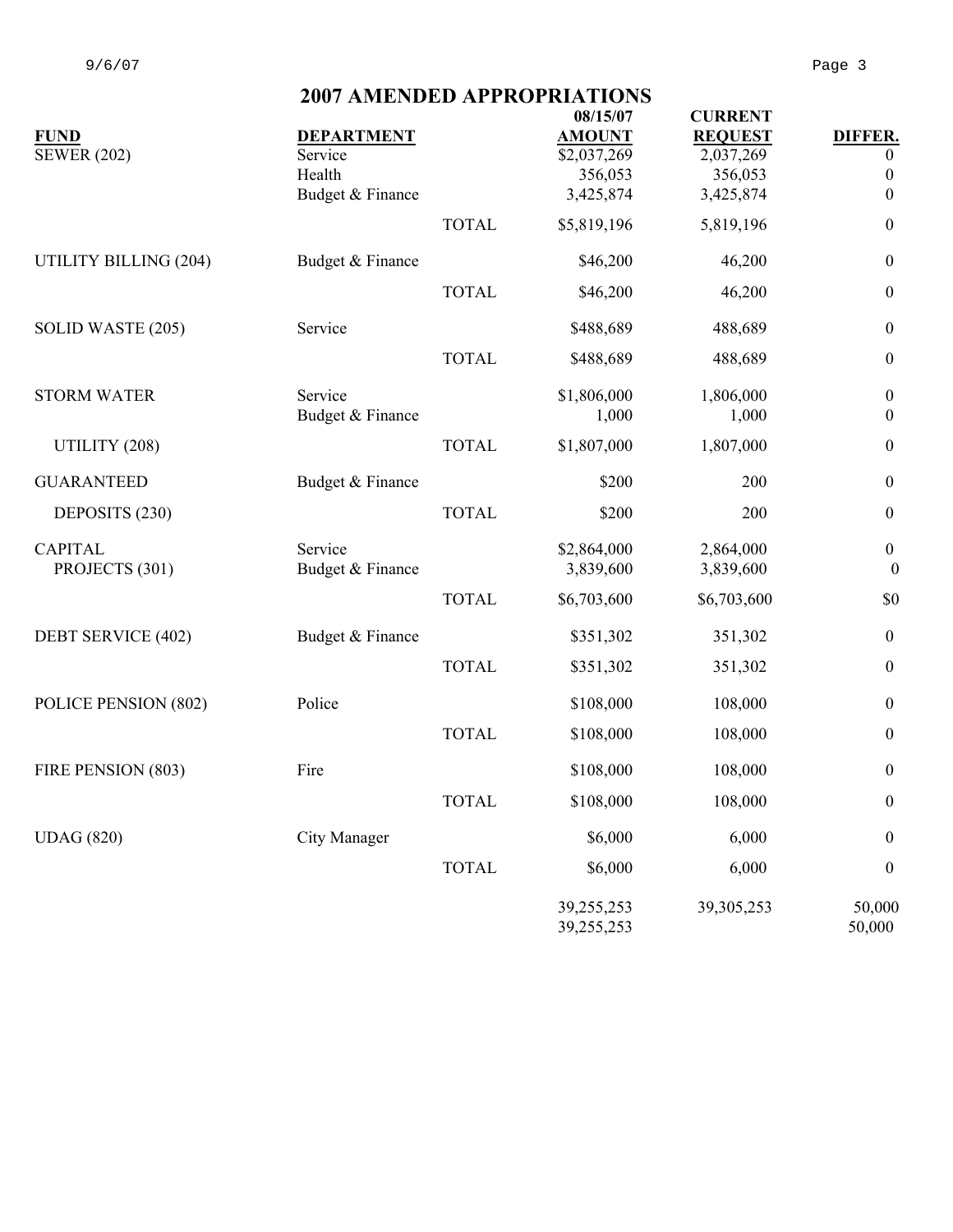# 2007 AMENDED APPROPRIATIONS

| FUND | DEPARTMENT | | 08/15/07 AMOUNT | CURRENT REQUEST | DIFFER. |
|---|---|---|---|---|---|
| SEWER (202) | Service | | $2,037,269 | 2,037,269 | 0 |
| | Health | | 356,053 | 356,053 | 0 |
| | Budget & Finance | | 3,425,874 | 3,425,874 | 0 |
| | | TOTAL | $5,819,196 | 5,819,196 | 0 |
| UTILITY BILLING (204) | Budget & Finance | | $46,200 | 46,200 | 0 |
| | | TOTAL | $46,200 | 46,200 | 0 |
| SOLID WASTE (205) | Service | | $488,689 | 488,689 | 0 |
| | | TOTAL | $488,689 | 488,689 | 0 |
| STORM WATER | Service | | $1,806,000 | 1,806,000 | 0 |
| | Budget & Finance | | 1,000 | 1,000 | 0 |
| UTILITY (208) | | TOTAL | $1,807,000 | 1,807,000 | 0 |
| GUARANTEED | Budget & Finance | | $200 | 200 | 0 |
| DEPOSITS (230) | | TOTAL | $200 | 200 | 0 |
| CAPITAL | Service | | $2,864,000 | 2,864,000 | 0 |
| PROJECTS (301) | Budget & Finance | | 3,839,600 | 3,839,600 | 0 |
| | | TOTAL | $6,703,600 | $6,703,600 | $0 |
| DEBT SERVICE (402) | Budget & Finance | | $351,302 | 351,302 | 0 |
| | | TOTAL | $351,302 | 351,302 | 0 |
| POLICE PENSION (802) | Police | | $108,000 | 108,000 | 0 |
| | | TOTAL | $108,000 | 108,000 | 0 |
| FIRE PENSION (803) | Fire | | $108,000 | 108,000 | 0 |
| | | TOTAL | $108,000 | 108,000 | 0 |
| UDAG (820) | City Manager | | $6,000 | 6,000 | 0 |
| | | TOTAL | $6,000 | 6,000 | 0 |
| | | | 39,255,253 | 39,305,253 | 50,000 |
| | | | 39,255,253 | | 50,000 |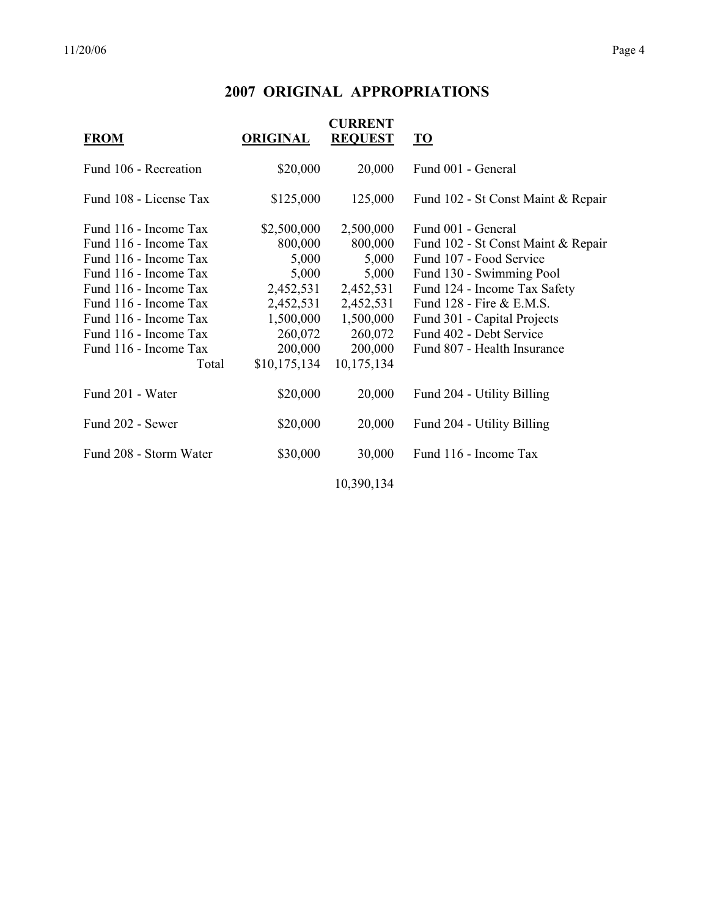# 2007 ORIGINAL APPROPRIATIONS

| FROM | ORIGINAL | CURRENT REQUEST | TO |
|---|---|---|---|
| Fund 106 - Recreation | $20,000 | 20,000 | Fund 001 - General |
| Fund 108 - License Tax | $125,000 | 125,000 | Fund 102 - St Const Maint & Repair |
| Fund 116 - Income Tax | $2,500,000 | 2,500,000 | Fund 001 - General |
| Fund 116 - Income Tax | 800,000 | 800,000 | Fund 102 - St Const Maint & Repair |
| Fund 116 - Income Tax | 5,000 | 5,000 | Fund 107 - Food Service |
| Fund 116 - Income Tax | 5,000 | 5,000 | Fund 130 - Swimming Pool |
| Fund 116 - Income Tax | 2,452,531 | 2,452,531 | Fund 124 - Income Tax Safety |
| Fund 116 - Income Tax | 2,452,531 | 2,452,531 | Fund 128 - Fire & E.M.S. |
| Fund 116 - Income Tax | 1,500,000 | 1,500,000 | Fund 301 - Capital Projects |
| Fund 116 - Income Tax | 260,072 | 260,072 | Fund 402 - Debt Service |
| Fund 116 - Income Tax | 200,000 | 200,000 | Fund 807 - Health Insurance |
| Total | $10,175,134 | 10,175,134 | |
| Fund 201 - Water | $20,000 | 20,000 | Fund 204 - Utility Billing |
| Fund 202 - Sewer | $20,000 | 20,000 | Fund 204 - Utility Billing |
| Fund 208 - Storm Water | $30,000 | 30,000 | Fund 116 - Income Tax |
| | | 10,390,134 | |